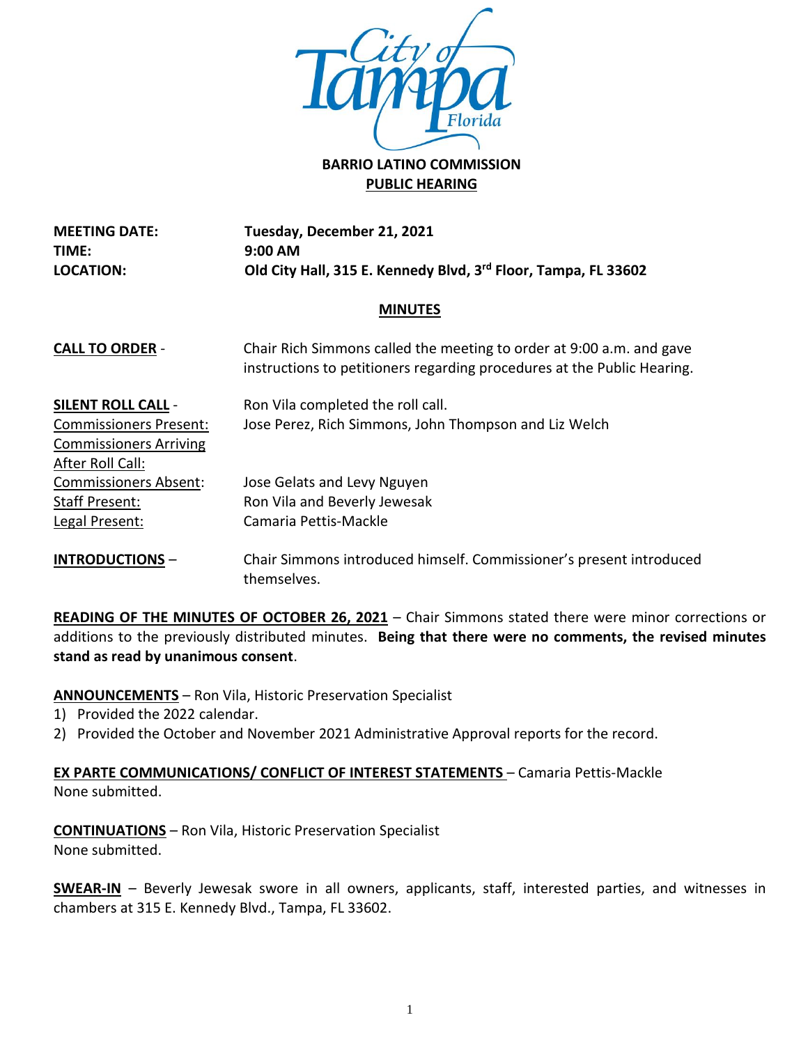**BARRIO LATINO COMMISSION**

**PUBLIC HEARING**

| | |
|---|---|
| **MEETING DATE:** | **Tuesday, December 21, 2021** |
| **TIME:** | **9:00 AM** |
| **LOCATION:** | **Old City Hall, 315 E. Kennedy Blvd, 3rd Floor, Tampa, FL 33602** |

## MINUTES

**CALL TO ORDER** - Chair Rich Simmons called the meeting to order at 9:00 a.m. and gave instructions to petitioners regarding procedures at the Public Hearing.

**SILENT ROLL CALL** - Ron Vila completed the roll call.

Commissioners Present: Jose Perez, Rich Simmons, John Thompson and Liz Welch

Commissioners Arriving After Roll Call:

Commissioners Absent: Jose Gelats and Levy Nguyen

Staff Present: Ron Vila and Beverly Jewesak

Legal Present: Camaria Pettis-Mackle

**INTRODUCTIONS** – Chair Simmons introduced himself. Commissioner's present introduced themselves.

**READING OF THE MINUTES OF OCTOBER 26, 2021** – Chair Simmons stated there were minor corrections or additions to the previously distributed minutes. **Being that there were no comments, the revised minutes stand as read by unanimous consent**.

**ANNOUNCEMENTS** – Ron Vila, Historic Preservation Specialist

1) Provided the 2022 calendar.
2) Provided the October and November 2021 Administrative Approval reports for the record.

**EX PARTE COMMUNICATIONS/ CONFLICT OF INTEREST STATEMENTS** – Camaria Pettis-Mackle

None submitted.

**CONTINUATIONS** – Ron Vila, Historic Preservation Specialist

None submitted.

**SWEAR-IN** – Beverly Jewesak swore in all owners, applicants, staff, interested parties, and witnesses in chambers at 315 E. Kennedy Blvd., Tampa, FL 33602.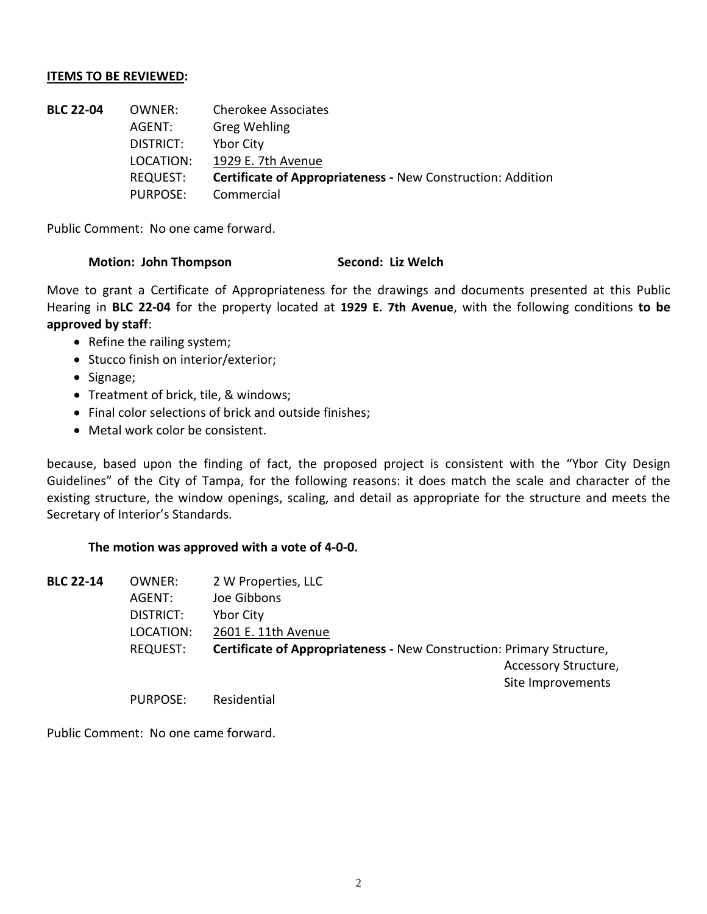**ITEMS TO BE REVIEWED:**

**BLC 22-04**

OWNER: Cherokee Associates
AGENT: Greg Wehling
DISTRICT: Ybor City
LOCATION: 1929 E. 7th Avenue
REQUEST: **Certificate of Appropriateness -** New Construction: Addition
PURPOSE: Commercial

Public Comment: No one came forward.

**Motion: John Thompson** **Second: Liz Welch**

Move to grant a Certificate of Appropriateness for the drawings and documents presented at this Public Hearing in **BLC 22-04** for the property located at **1929 E. 7th Avenue**, with the following conditions **to be approved by staff**:

- Refine the railing system;
- Stucco finish on interior/exterior;
- Signage;
- Treatment of brick, tile, & windows;
- Final color selections of brick and outside finishes;
- Metal work color be consistent.

because, based upon the finding of fact, the proposed project is consistent with the "Ybor City Design Guidelines" of the City of Tampa, for the following reasons: it does match the scale and character of the existing structure, the window openings, scaling, and detail as appropriate for the structure and meets the Secretary of Interior's Standards.

**The motion was approved with a vote of 4-0-0.**

**BLC 22-14**

OWNER: 2 W Properties, LLC
AGENT: Joe Gibbons
DISTRICT: Ybor City
LOCATION: 2601 E. 11th Avenue
REQUEST: **Certificate of Appropriateness -** New Construction: Primary Structure, Accessory Structure, Site Improvements
PURPOSE: Residential

Public Comment: No one came forward.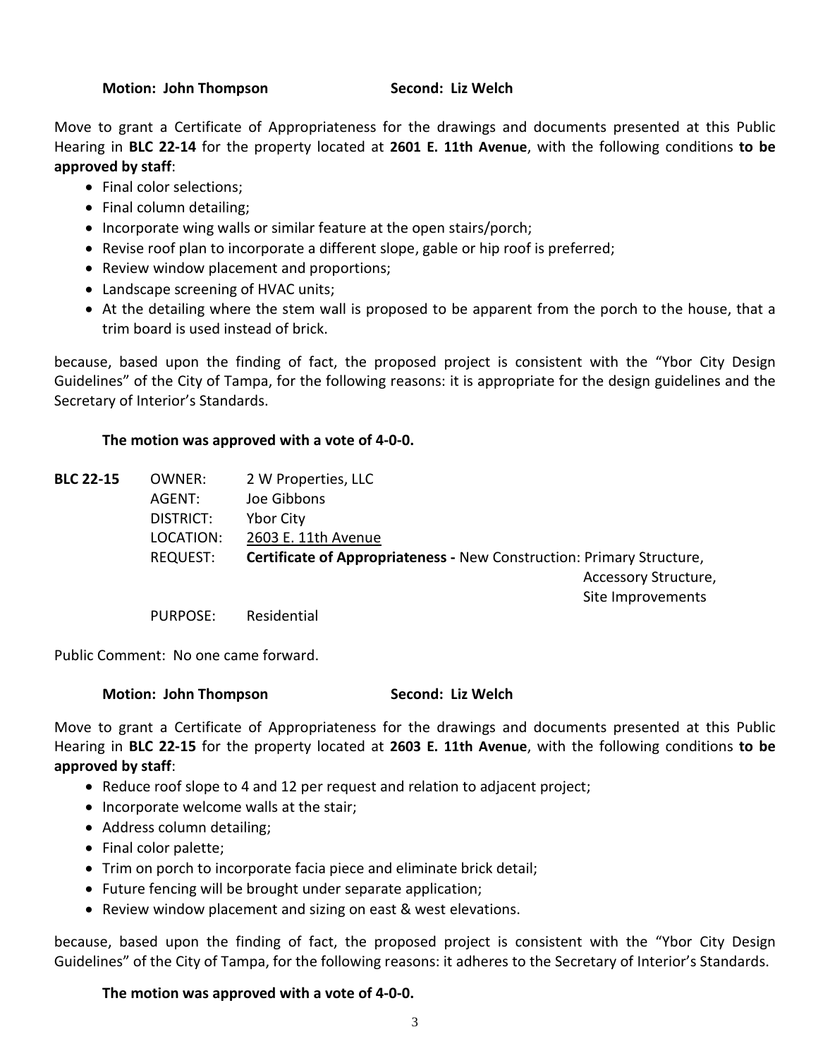**Motion: John Thompson** **Second: Liz Welch**

Move to grant a Certificate of Appropriateness for the drawings and documents presented at this Public Hearing in **BLC 22-14** for the property located at **2601 E. 11th Avenue**, with the following conditions **to be approved by staff**:

- Final color selections;
- Final column detailing;
- Incorporate wing walls or similar feature at the open stairs/porch;
- Revise roof plan to incorporate a different slope, gable or hip roof is preferred;
- Review window placement and proportions;
- Landscape screening of HVAC units;
- At the detailing where the stem wall is proposed to be apparent from the porch to the house, that a trim board is used instead of brick.

because, based upon the finding of fact, the proposed project is consistent with the "Ybor City Design Guidelines" of the City of Tampa, for the following reasons: it is appropriate for the design guidelines and the Secretary of Interior's Standards.

**The motion was approved with a vote of 4-0-0.**

**BLC 22-15**
OWNER: 2 W Properties, LLC
AGENT: Joe Gibbons
DISTRICT: Ybor City
LOCATION: 2603 E. 11th Avenue
REQUEST: **Certificate of Appropriateness -** New Construction: Primary Structure, Accessory Structure, Site Improvements
PURPOSE: Residential

Public Comment: No one came forward.

**Motion: John Thompson** **Second: Liz Welch**

Move to grant a Certificate of Appropriateness for the drawings and documents presented at this Public Hearing in **BLC 22-15** for the property located at **2603 E. 11th Avenue**, with the following conditions **to be approved by staff**:

- Reduce roof slope to 4 and 12 per request and relation to adjacent project;
- Incorporate welcome walls at the stair;
- Address column detailing;
- Final color palette;
- Trim on porch to incorporate facia piece and eliminate brick detail;
- Future fencing will be brought under separate application;
- Review window placement and sizing on east & west elevations.

because, based upon the finding of fact, the proposed project is consistent with the "Ybor City Design Guidelines" of the City of Tampa, for the following reasons: it adheres to the Secretary of Interior's Standards.

**The motion was approved with a vote of 4-0-0.**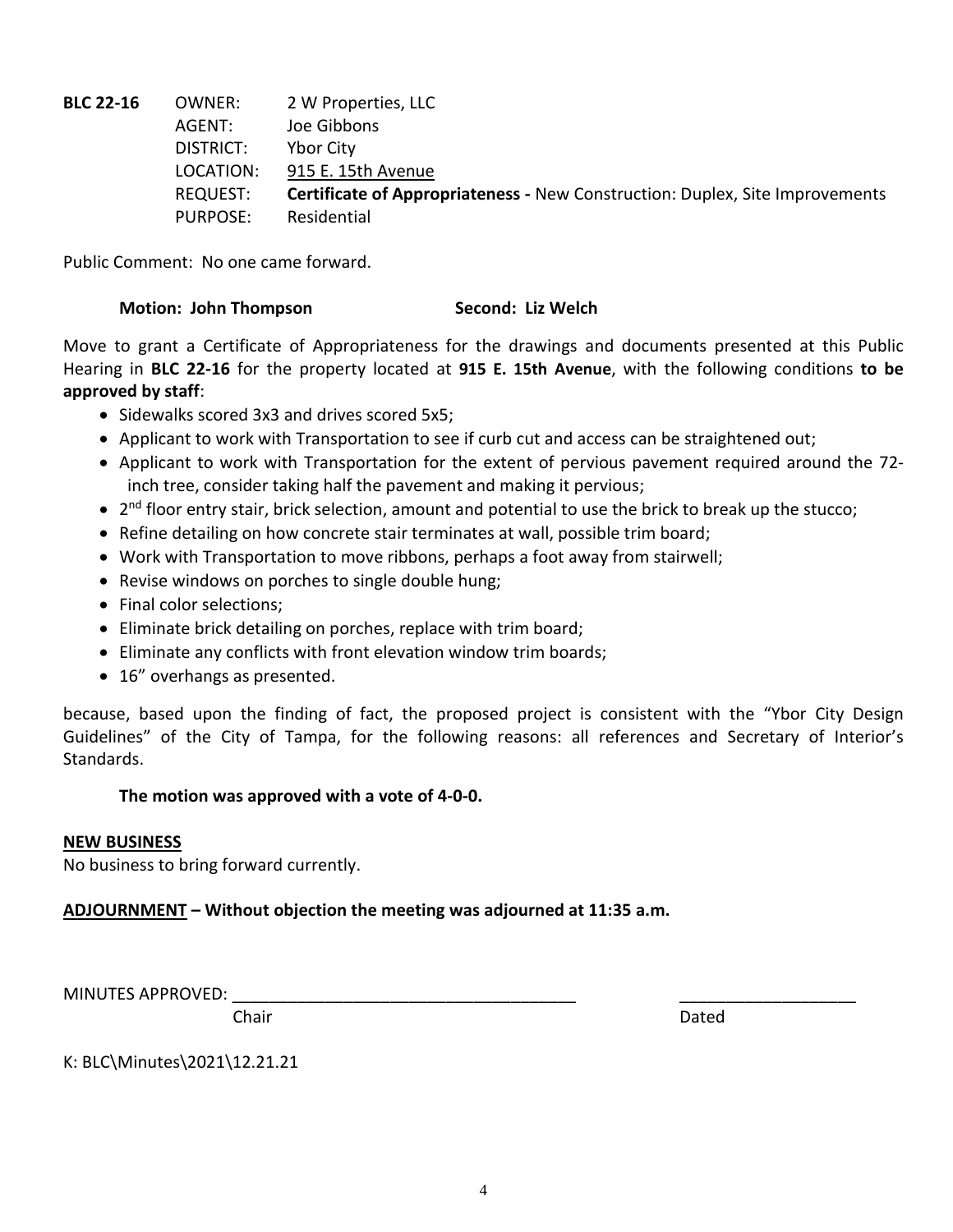**BLC 22-16**

OWNER: 2 W Properties, LLC
AGENT: Joe Gibbons
DISTRICT: Ybor City
LOCATION: 915 E. 15th Avenue
REQUEST: **Certificate of Appropriateness -** New Construction: Duplex, Site Improvements
PURPOSE: Residential

Public Comment: No one came forward.

**Motion: John Thompson** **Second: Liz Welch**

Move to grant a Certificate of Appropriateness for the drawings and documents presented at this Public Hearing in **BLC 22-16** for the property located at **915 E. 15th Avenue**, with the following conditions **to be approved by staff**:

- Sidewalks scored 3x3 and drives scored 5x5;
- Applicant to work with Transportation to see if curb cut and access can be straightened out;
- Applicant to work with Transportation for the extent of pervious pavement required around the 72-inch tree, consider taking half the pavement and making it pervious;
- 2nd floor entry stair, brick selection, amount and potential to use the brick to break up the stucco;
- Refine detailing on how concrete stair terminates at wall, possible trim board;
- Work with Transportation to move ribbons, perhaps a foot away from stairwell;
- Revise windows on porches to single double hung;
- Final color selections;
- Eliminate brick detailing on porches, replace with trim board;
- Eliminate any conflicts with front elevation window trim boards;
- 16" overhangs as presented.

because, based upon the finding of fact, the proposed project is consistent with the "Ybor City Design Guidelines" of the City of Tampa, for the following reasons: all references and Secretary of Interior's Standards.

**The motion was approved with a vote of 4-0-0.**

**NEW BUSINESS**

No business to bring forward currently.

**ADJOURNMENT – Without objection the meeting was adjourned at 11:35 a.m.**

MINUTES APPROVED: ______________________________ ________________

Chair Dated

K: BLC\Minutes\2021\12.21.21